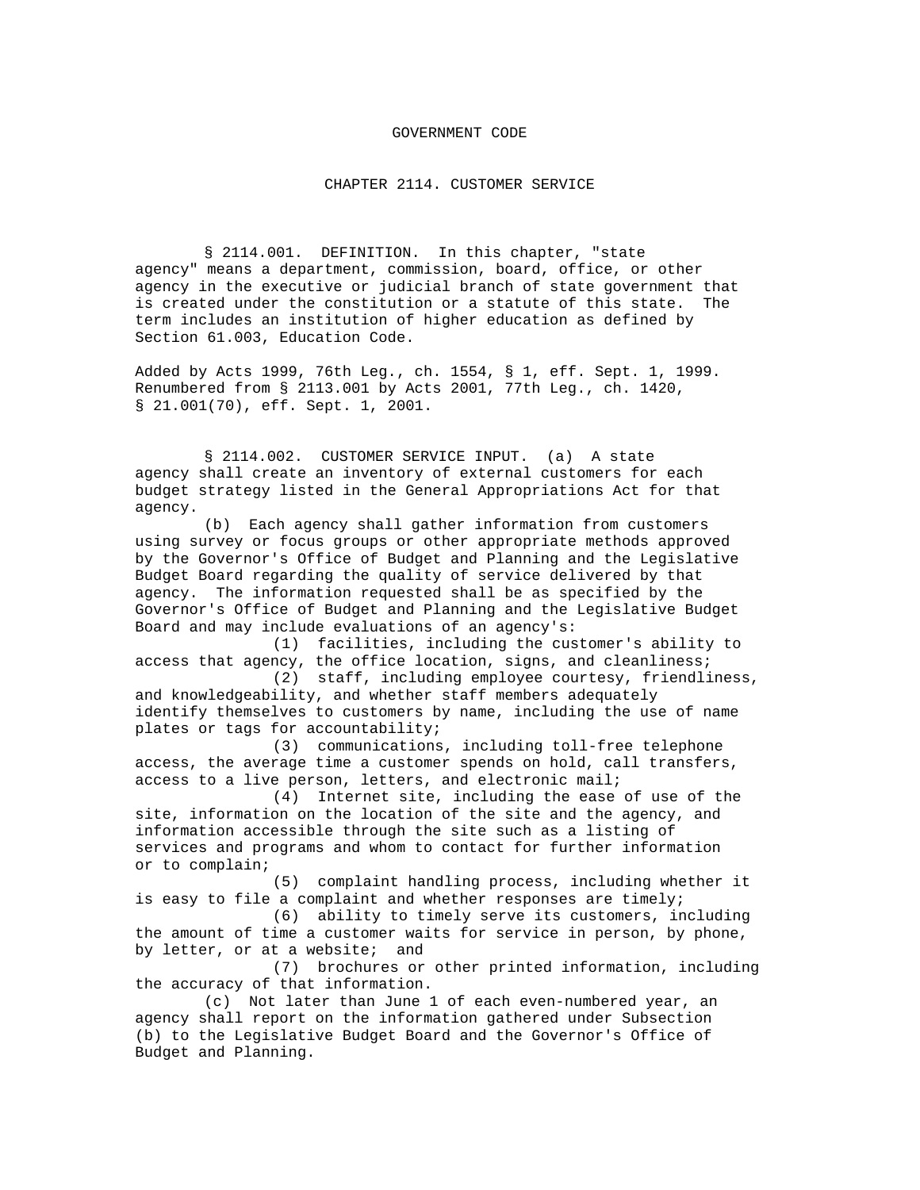# GOVERNMENT CODE

## CHAPTER 2114. CUSTOMER SERVICE

§ 2114.001. DEFINITION. In this chapter, "state agency" means a department, commission, board, office, or other agency in the executive or judicial branch of state government that is created under the constitution or a statute of this state. The term includes an institution of higher education as defined by Section 61.003, Education Code.

Added by Acts 1999, 76th Leg., ch. 1554, § 1, eff. Sept. 1, 1999. Renumbered from § 2113.001 by Acts 2001, 77th Leg., ch. 1420, § 21.001(70), eff. Sept. 1, 2001.

§ 2114.002. CUSTOMER SERVICE INPUT. (a) A state agency shall create an inventory of external customers for each budget strategy listed in the General Appropriations Act for that agency.

(b) Each agency shall gather information from customers using survey or focus groups or other appropriate methods approved by the Governor's Office of Budget and Planning and the Legislative Budget Board regarding the quality of service delivered by that agency. The information requested shall be as specified by the Governor's Office of Budget and Planning and the Legislative Budget Board and may include evaluations of an agency's:

(1) facilities, including the customer's ability to access that agency, the office location, signs, and cleanliness;

(2) staff, including employee courtesy, friendliness, and knowledgeability, and whether staff members adequately identify themselves to customers by name, including the use of name plates or tags for accountability;

(3) communications, including toll-free telephone access, the average time a customer spends on hold, call transfers, access to a live person, letters, and electronic mail;

(4) Internet site, including the ease of use of the site, information on the location of the site and the agency, and information accessible through the site such as a listing of services and programs and whom to contact for further information or to complain;

(5) complaint handling process, including whether it is easy to file a complaint and whether responses are timely;

(6) ability to timely serve its customers, including the amount of time a customer waits for service in person, by phone, by letter, or at a website; and

(7) brochures or other printed information, including the accuracy of that information.

(c) Not later than June 1 of each even-numbered year, an agency shall report on the information gathered under Subsection (b) to the Legislative Budget Board and the Governor's Office of Budget and Planning.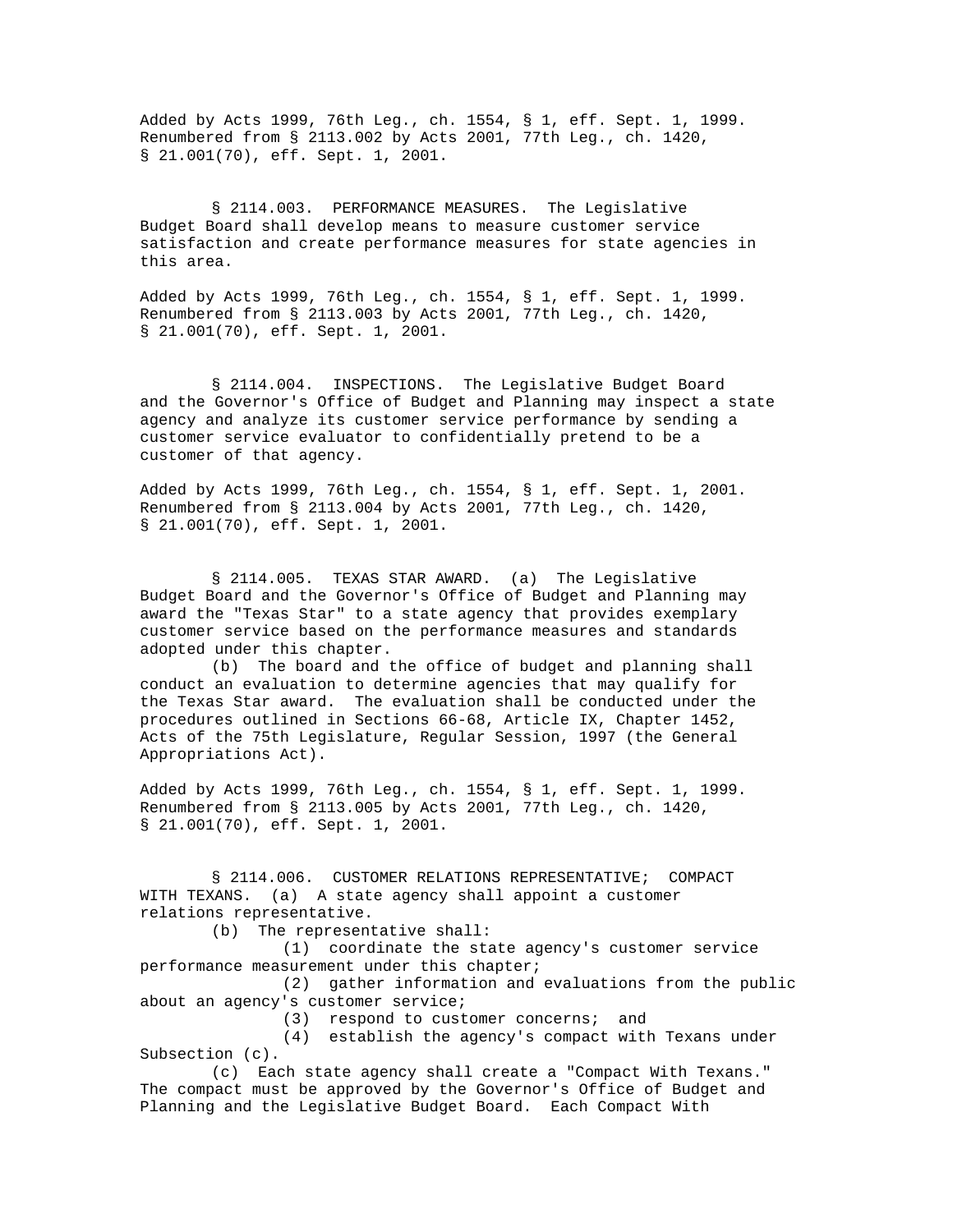Added by Acts 1999, 76th Leg., ch. 1554, § 1, eff. Sept. 1, 1999. Renumbered from § 2113.002 by Acts 2001, 77th Leg., ch. 1420, § 21.001(70), eff. Sept. 1, 2001.

§ 2114.003. PERFORMANCE MEASURES. The Legislative Budget Board shall develop means to measure customer service satisfaction and create performance measures for state agencies in this area.

Added by Acts 1999, 76th Leg., ch. 1554, § 1, eff. Sept. 1, 1999. Renumbered from § 2113.003 by Acts 2001, 77th Leg., ch. 1420, § 21.001(70), eff. Sept. 1, 2001.

§ 2114.004. INSPECTIONS. The Legislative Budget Board and the Governor's Office of Budget and Planning may inspect a state agency and analyze its customer service performance by sending a customer service evaluator to confidentially pretend to be a customer of that agency.

Added by Acts 1999, 76th Leg., ch. 1554, § 1, eff. Sept. 1, 2001. Renumbered from § 2113.004 by Acts 2001, 77th Leg., ch. 1420, § 21.001(70), eff. Sept. 1, 2001.

§ 2114.005. TEXAS STAR AWARD. (a) The Legislative Budget Board and the Governor's Office of Budget and Planning may award the "Texas Star" to a state agency that provides exemplary customer service based on the performance measures and standards adopted under this chapter.

(b) The board and the office of budget and planning shall conduct an evaluation to determine agencies that may qualify for the Texas Star award. The evaluation shall be conducted under the procedures outlined in Sections 66-68, Article IX, Chapter 1452, Acts of the 75th Legislature, Regular Session, 1997 (the General Appropriations Act).

Added by Acts 1999, 76th Leg., ch. 1554, § 1, eff. Sept. 1, 1999. Renumbered from § 2113.005 by Acts 2001, 77th Leg., ch. 1420, § 21.001(70), eff. Sept. 1, 2001.

§ 2114.006. CUSTOMER RELATIONS REPRESENTATIVE; COMPACT WITH TEXANS. (a) A state agency shall appoint a customer relations representative.

(b) The representative shall:

(1) coordinate the state agency's customer service performance measurement under this chapter;

(2) gather information and evaluations from the public about an agency's customer service;

(3) respond to customer concerns; and

(4) establish the agency's compact with Texans under Subsection (c).

(c) Each state agency shall create a "Compact With Texans." The compact must be approved by the Governor's Office of Budget and Planning and the Legislative Budget Board. Each Compact With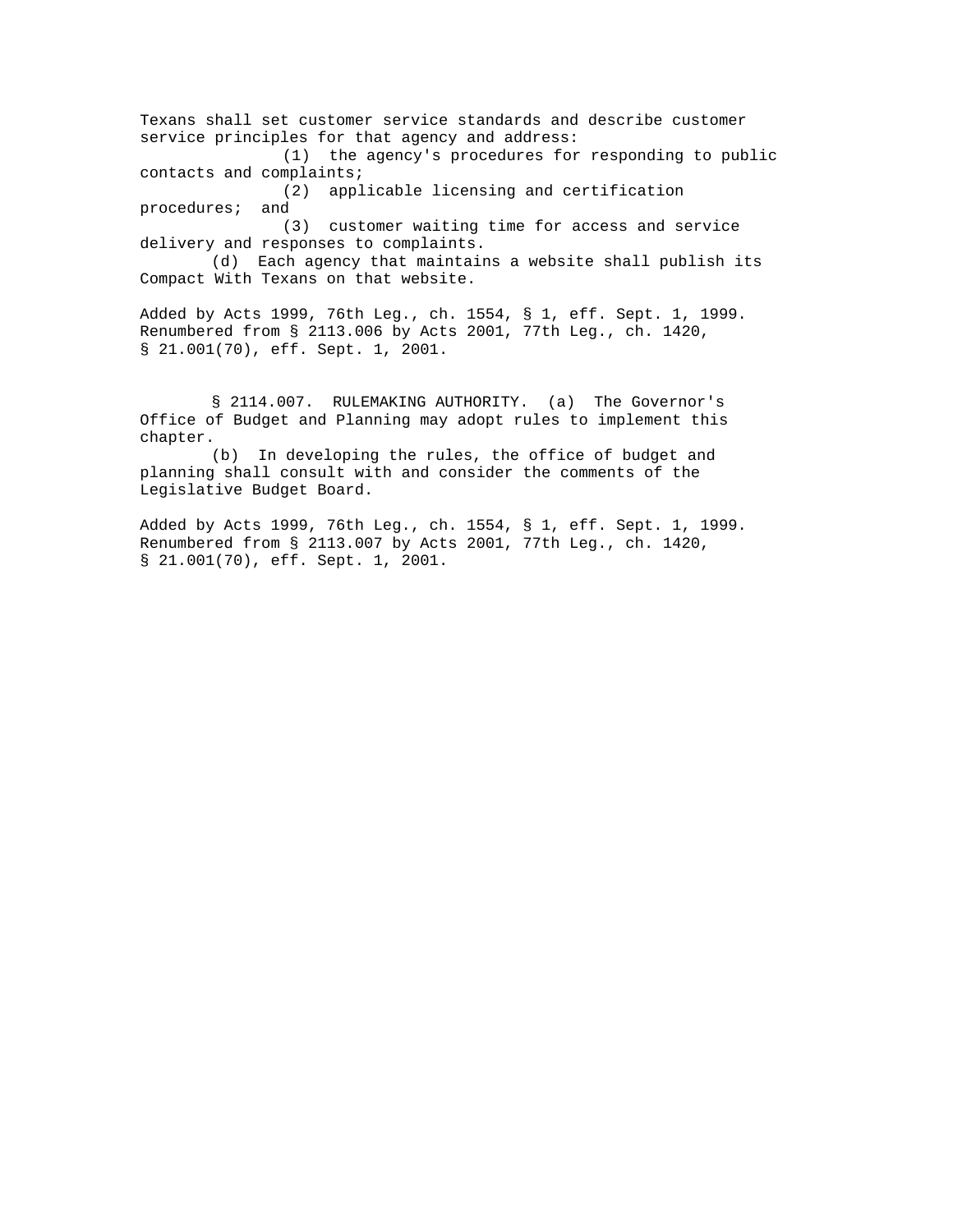Texans shall set customer service standards and describe customer service principles for that agency and address:

(1) the agency's procedures for responding to public contacts and complaints;

(2) applicable licensing and certification procedures; and

(3) customer waiting time for access and service delivery and responses to complaints.

(d) Each agency that maintains a website shall publish its Compact With Texans on that website.

Added by Acts 1999, 76th Leg., ch. 1554, § 1, eff. Sept. 1, 1999.
Renumbered from § 2113.006 by Acts 2001, 77th Leg., ch. 1420, § 21.001(70), eff. Sept. 1, 2001.

§ 2114.007. RULEMAKING AUTHORITY. (a) The Governor's Office of Budget and Planning may adopt rules to implement this chapter.

(b) In developing the rules, the office of budget and planning shall consult with and consider the comments of the Legislative Budget Board.

Added by Acts 1999, 76th Leg., ch. 1554, § 1, eff. Sept. 1, 1999.
Renumbered from § 2113.007 by Acts 2001, 77th Leg., ch. 1420, § 21.001(70), eff. Sept. 1, 2001.